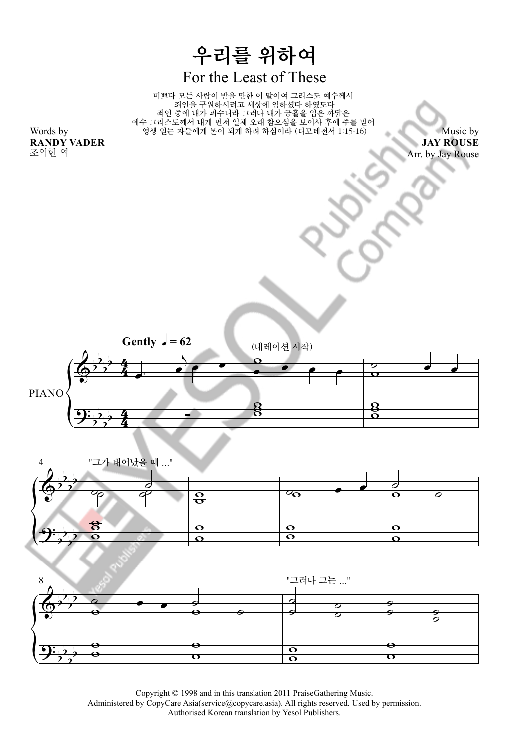# 우리를 위하여

## For the Least of These

미쁘다 모든 사람이 받을 만한 이 말이여 그리스도 예수께서
죄인을 구원하시려고 세상에 임하셨다 하였도다
죄인 중에 내가 괴수니라 그러나 내가 긍휼을 입은 까닭은
예수 그리스도께서 내게 먼저 일체 오래 참으심을 보이사 후에 주를 믿어
영생 얻는 자들에게 본이 되게 하려 하심이라 (디모데전서 1:15-16)

Words by
**RANDY VADER**
조익현 역

Music by
**JAY ROUSE**
Arr. by Jay Rouse

**Gently** ♩ = 62

PIANO

(내레이션 시작)

"그가 태어났을 때 ..."

"그러나 그는 ..."

Copyright © 1998 and in this translation 2011 PraiseGathering Music.
Administered by CopyCare Asia(service@copycare.asia). All rights reserved. Used by permission.
Authorised Korean translation by Yesol Publishers.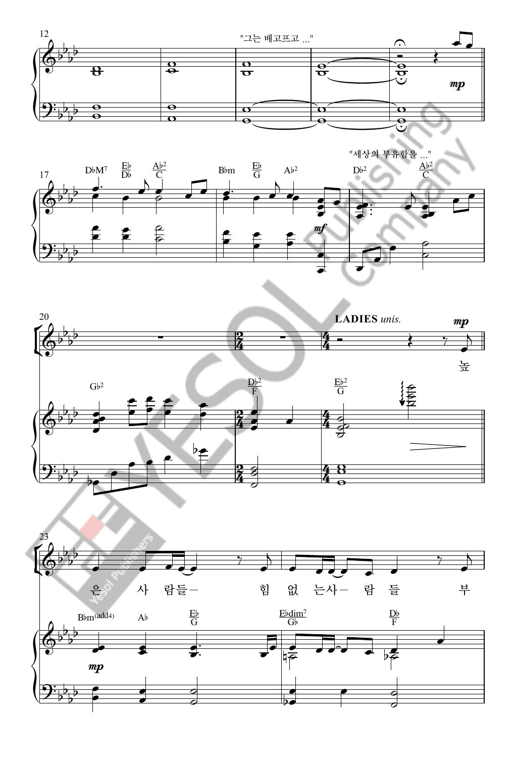"그는 배고프고 ..."

"세상의 부유함을 ..."

LADIES *unis.*

높은 사 람들— 힘 없 는사— 람 들 부